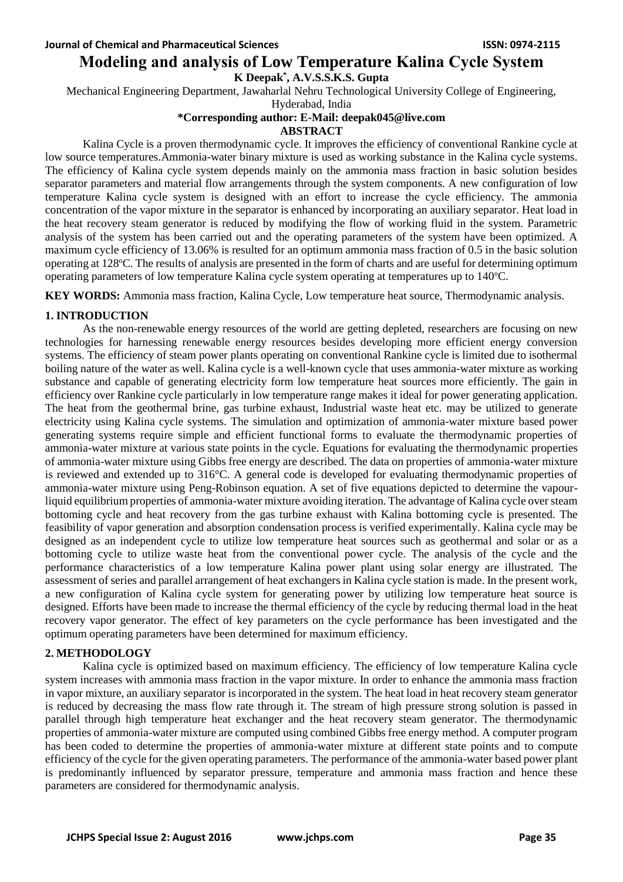# Modeling and analysis of Low Temperature Kalina Cycle System

**K Deepak*, A.V.S.S.K.S. Gupta**

Mechanical Engineering Department, Jawaharlal Nehru Technological University College of Engineering, Hyderabad, India

**\*Corresponding author: E-Mail: deepak045@live.com**

**ABSTRACT**

Kalina Cycle is a proven thermodynamic cycle. It improves the efficiency of conventional Rankine cycle at low source temperatures.Ammonia-water binary mixture is used as working substance in the Kalina cycle systems. The efficiency of Kalina cycle system depends mainly on the ammonia mass fraction in basic solution besides separator parameters and material flow arrangements through the system components. A new configuration of low temperature Kalina cycle system is designed with an effort to increase the cycle efficiency. The ammonia concentration of the vapor mixture in the separator is enhanced by incorporating an auxiliary separator. Heat load in the heat recovery steam generator is reduced by modifying the flow of working fluid in the system. Parametric analysis of the system has been carried out and the operating parameters of the system have been optimized. A maximum cycle efficiency of 13.06% is resulted for an optimum ammonia mass fraction of 0.5 in the basic solution operating at 128°C. The results of analysis are presented in the form of charts and are useful for determining optimum operating parameters of low temperature Kalina cycle system operating at temperatures up to 140°C.

**KEY WORDS:** Ammonia mass fraction, Kalina Cycle, Low temperature heat source, Thermodynamic analysis.

## 1. INTRODUCTION

As the non-renewable energy resources of the world are getting depleted, researchers are focusing on new technologies for harnessing renewable energy resources besides developing more efficient energy conversion systems. The efficiency of steam power plants operating on conventional Rankine cycle is limited due to isothermal boiling nature of the water as well. Kalina cycle is a well-known cycle that uses ammonia-water mixture as working substance and capable of generating electricity form low temperature heat sources more efficiently. The gain in efficiency over Rankine cycle particularly in low temperature range makes it ideal for power generating application. The heat from the geothermal brine, gas turbine exhaust, Industrial waste heat etc. may be utilized to generate electricity using Kalina cycle systems. The simulation and optimization of ammonia-water mixture based power generating systems require simple and efficient functional forms to evaluate the thermodynamic properties of ammonia-water mixture at various state points in the cycle. Equations for evaluating the thermodynamic properties of ammonia-water mixture using Gibbs free energy are described. The data on properties of ammonia-water mixture is reviewed and extended up to 316°C. A general code is developed for evaluating thermodynamic properties of ammonia-water mixture using Peng-Robinson equation. A set of five equations depicted to determine the vapour-liquid equilibrium properties of ammonia-water mixture avoiding iteration. The advantage of Kalina cycle over steam bottoming cycle and heat recovery from the gas turbine exhaust with Kalina bottoming cycle is presented. The feasibility of vapor generation and absorption condensation process is verified experimentally. Kalina cycle may be designed as an independent cycle to utilize low temperature heat sources such as geothermal and solar or as a bottoming cycle to utilize waste heat from the conventional power cycle. The analysis of the cycle and the performance characteristics of a low temperature Kalina power plant using solar energy are illustrated. The assessment of series and parallel arrangement of heat exchangers in Kalina cycle station is made. In the present work, a new configuration of Kalina cycle system for generating power by utilizing low temperature heat source is designed. Efforts have been made to increase the thermal efficiency of the cycle by reducing thermal load in the heat recovery vapor generator. The effect of key parameters on the cycle performance has been investigated and the optimum operating parameters have been determined for maximum efficiency.

## 2. METHODOLOGY

Kalina cycle is optimized based on maximum efficiency. The efficiency of low temperature Kalina cycle system increases with ammonia mass fraction in the vapor mixture. In order to enhance the ammonia mass fraction in vapor mixture, an auxiliary separator is incorporated in the system. The heat load in heat recovery steam generator is reduced by decreasing the mass flow rate through it. The stream of high pressure strong solution is passed in parallel through high temperature heat exchanger and the heat recovery steam generator. The thermodynamic properties of ammonia-water mixture are computed using combined Gibbs free energy method. A computer program has been coded to determine the properties of ammonia-water mixture at different state points and to compute efficiency of the cycle for the given operating parameters. The performance of the ammonia-water based power plant is predominantly influenced by separator pressure, temperature and ammonia mass fraction and hence these parameters are considered for thermodynamic analysis.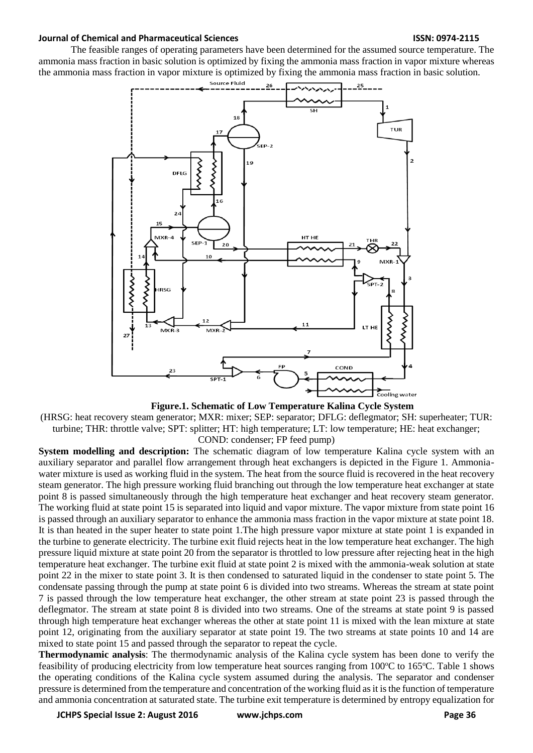The feasible ranges of operating parameters have been determined for the assumed source temperature. The ammonia mass fraction in basic solution is optimized by fixing the ammonia mass fraction in vapor mixture whereas the ammonia mass fraction in vapor mixture is optimized by fixing the ammonia mass fraction in basic solution.

**Figure.1. Schematic of Low Temperature Kalina Cycle System**

(HRSG: heat recovery steam generator; MXR: mixer; SEP: separator; DFLG: deflegmator; SH: superheater; TUR: turbine; THR: throttle valve; SPT: splitter; HT: high temperature; LT: low temperature; HE: heat exchanger; COND: condenser; FP feed pump)

**System modelling and description:** The schematic diagram of low temperature Kalina cycle system with an auxiliary separator and parallel flow arrangement through heat exchangers is depicted in the Figure 1. Ammonia-water mixture is used as working fluid in the system. The heat from the source fluid is recovered in the heat recovery steam generator. The high pressure working fluid branching out through the low temperature heat exchanger at state point 8 is passed simultaneously through the high temperature heat exchanger and heat recovery steam generator. The working fluid at state point 15 is separated into liquid and vapor mixture. The vapor mixture from state point 16 is passed through an auxiliary separator to enhance the ammonia mass fraction in the vapor mixture at state point 18. It is than heated in the super heater to state point 1.The high pressure vapor mixture at state point 1 is expanded in the turbine to generate electricity. The turbine exit fluid rejects heat in the low temperature heat exchanger. The high pressure liquid mixture at state point 20 from the separator is throttled to low pressure after rejecting heat in the high temperature heat exchanger. The turbine exit fluid at state point 2 is mixed with the ammonia-weak solution at state point 22 in the mixer to state point 3. It is then condensed to saturated liquid in the condenser to state point 5. The condensate passing through the pump at state point 6 is divided into two streams. Whereas the stream at state point 7 is passed through the low temperature heat exchanger, the other stream at state point 23 is passed through the deflegmator. The stream at state point 8 is divided into two streams. One of the streams at state point 9 is passed through high temperature heat exchanger whereas the other at state point 11 is mixed with the lean mixture at state point 12, originating from the auxiliary separator at state point 19. The two streams at state points 10 and 14 are mixed to state point 15 and passed through the separator to repeat the cycle.

**Thermodynamic analysis**: The thermodynamic analysis of the Kalina cycle system has been done to verify the feasibility of producing electricity from low temperature heat sources ranging from 100°C to 165°C. Table 1 shows the operating conditions of the Kalina cycle system assumed during the analysis. The separator and condenser pressure is determined from the temperature and concentration of the working fluid as it is the function of temperature and ammonia concentration at saturated state. The turbine exit temperature is determined by entropy equalization for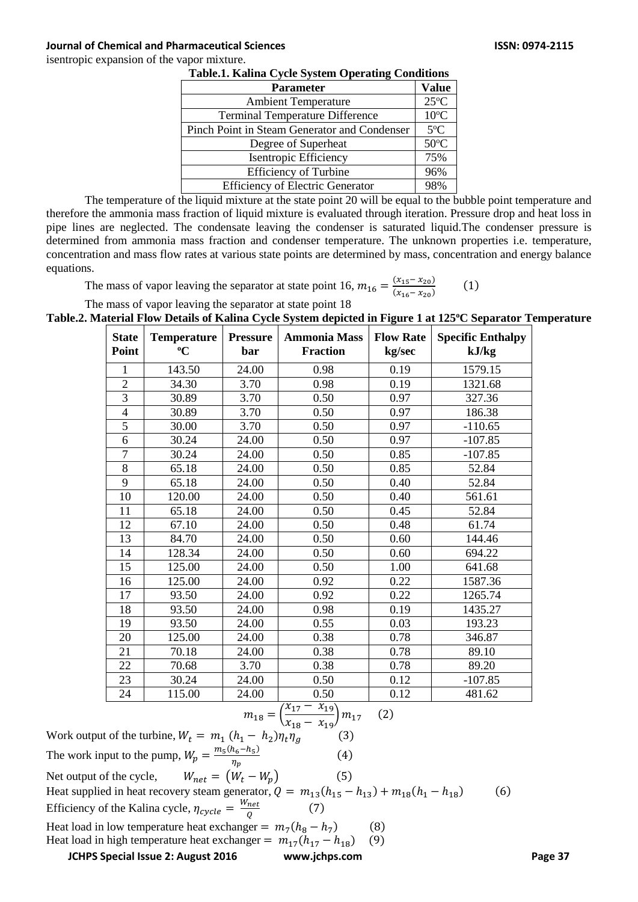isentropic expansion of the vapor mixture.

**Table.1. Kalina Cycle System Operating Conditions**

| Parameter | Value |
|---|---|
| Ambient Temperature | 25ºC |
| Terminal Temperature Difference | 10ºC |
| Pinch Point in Steam Generator and Condenser | 5ºC |
| Degree of Superheat | 50ºC |
| Isentropic Efficiency | 75% |
| Efficiency of Turbine | 96% |
| Efficiency of Electric Generator | 98% |

The temperature of the liquid mixture at the state point 20 will be equal to the bubble point temperature and therefore the ammonia mass fraction of liquid mixture is evaluated through iteration. Pressure drop and heat loss in pipe lines are neglected. The condensate leaving the condenser is saturated liquid.The condenser pressure is determined from ammonia mass fraction and condenser temperature. The unknown properties i.e. temperature, concentration and mass flow rates at various state points are determined by mass, concentration and energy balance equations.

The mass of vapor leaving the separator at state point 16, $m_{16} = \frac{(x_{15} - x_{20})}{(x_{16} - x_{20})}$ (1)

The mass of vapor leaving the separator at state point 18

**Table.2. Material Flow Details of Kalina Cycle System depicted in Figure 1 at 125ºC Separator Temperature**

| State Point | Temperature ºC | Pressure bar | Ammonia Mass Fraction | Flow Rate kg/sec | Specific Enthalpy kJ/kg |
|---|---|---|---|---|---|
| 1 | 143.50 | 24.00 | 0.98 | 0.19 | 1579.15 |
| 2 | 34.30 | 3.70 | 0.98 | 0.19 | 1321.68 |
| 3 | 30.89 | 3.70 | 0.50 | 0.97 | 327.36 |
| 4 | 30.89 | 3.70 | 0.50 | 0.97 | 186.38 |
| 5 | 30.00 | 3.70 | 0.50 | 0.97 | -110.65 |
| 6 | 30.24 | 24.00 | 0.50 | 0.97 | -107.85 |
| 7 | 30.24 | 24.00 | 0.50 | 0.85 | -107.85 |
| 8 | 65.18 | 24.00 | 0.50 | 0.85 | 52.84 |
| 9 | 65.18 | 24.00 | 0.50 | 0.40 | 52.84 |
| 10 | 120.00 | 24.00 | 0.50 | 0.40 | 561.61 |
| 11 | 65.18 | 24.00 | 0.50 | 0.45 | 52.84 |
| 12 | 67.10 | 24.00 | 0.50 | 0.48 | 61.74 |
| 13 | 84.70 | 24.00 | 0.50 | 0.60 | 144.46 |
| 14 | 128.34 | 24.00 | 0.50 | 0.60 | 694.22 |
| 15 | 125.00 | 24.00 | 0.50 | 1.00 | 641.68 |
| 16 | 125.00 | 24.00 | 0.92 | 0.22 | 1587.36 |
| 17 | 93.50 | 24.00 | 0.92 | 0.22 | 1265.74 |
| 18 | 93.50 | 24.00 | 0.98 | 0.19 | 1435.27 |
| 19 | 93.50 | 24.00 | 0.55 | 0.03 | 193.23 |
| 20 | 125.00 | 24.00 | 0.38 | 0.78 | 346.87 |
| 21 | 70.18 | 24.00 | 0.38 | 0.78 | 89.10 |
| 22 | 70.68 | 3.70 | 0.38 | 0.78 | 89.20 |
| 23 | 30.24 | 24.00 | 0.50 | 0.12 | -107.85 |
| 24 | 115.00 | 24.00 | 0.50 | 0.12 | 481.62 |

$$m_{18} = \left(\frac{x_{17} - x_{19}}{x_{18} - x_{19}}\right) m_{17} \quad (2)$$

Work output of the turbine, $W_t = m_1 \left(h_1 - h_2\right) \eta_t \eta_g$ (3)

The work input to the pump, $W_p = \frac{m_5 (h_6 - h_5)}{\eta_p}$ (4)

Net output of the cycle, $W_{net} = \left(W_t - W_p\right)$ (5)

Heat supplied in heat recovery steam generator, $Q = m_{13}(h_{15} - h_{13}) + m_{18}(h_1 - h_{18})$ (6)

Efficiency of the Kalina cycle, $\eta_{cycle} = \frac{W_{net}}{Q}$ (7)

Heat load in low temperature heat exchanger = $m_7(h_8 - h_7)$ (8)

Heat load in high temperature heat exchanger = $m_{17}(h_{17} - h_{18})$ (9)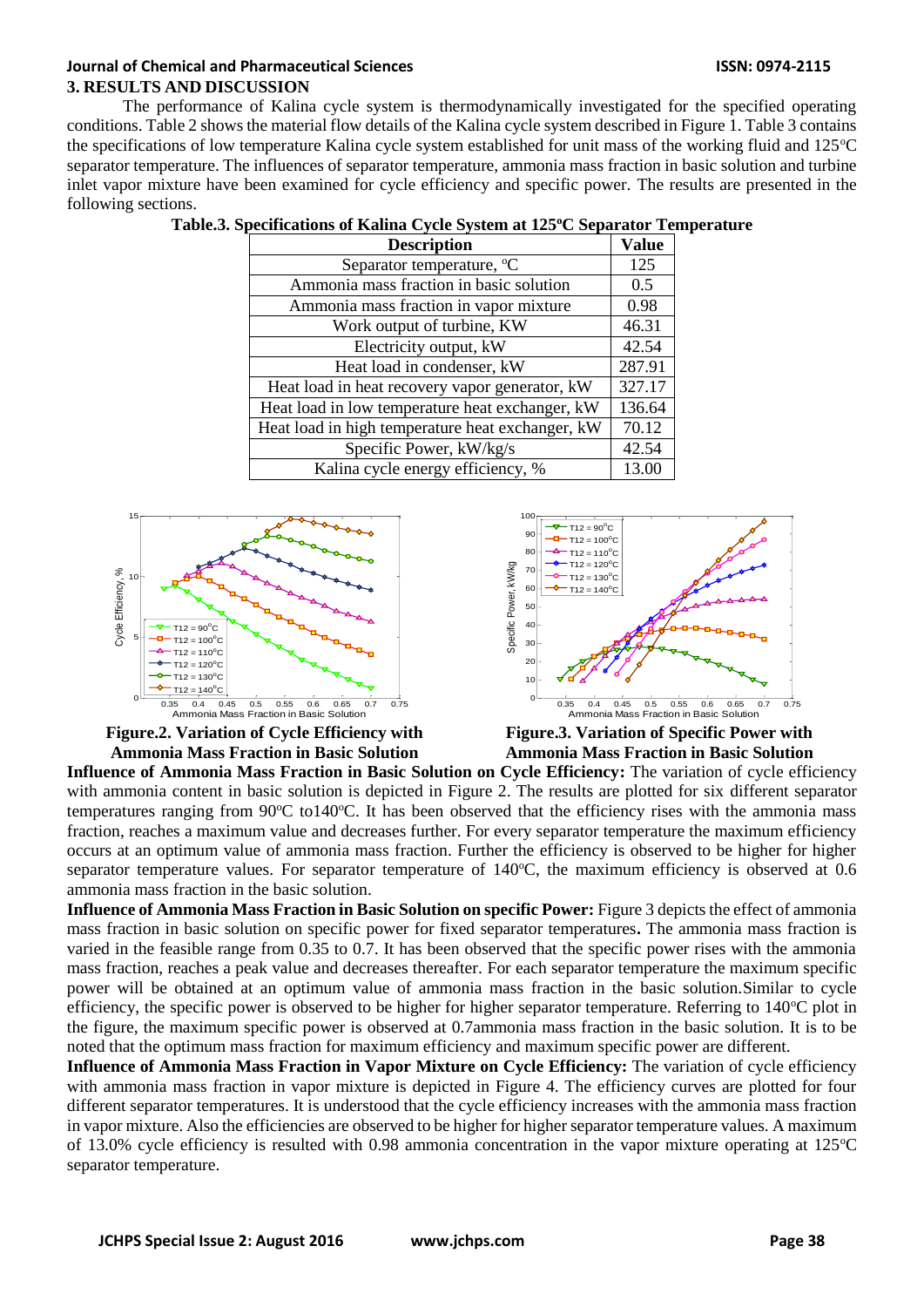## 3. RESULTS AND DISCUSSION

The performance of Kalina cycle system is thermodynamically investigated for the specified operating conditions. Table 2 shows the material flow details of the Kalina cycle system described in Figure 1. Table 3 contains the specifications of low temperature Kalina cycle system established for unit mass of the working fluid and 125°C separator temperature. The influences of separator temperature, ammonia mass fraction in basic solution and turbine inlet vapor mixture have been examined for cycle efficiency and specific power. The results are presented in the following sections.

**Table.3. Specifications of Kalina Cycle System at 125°C Separator Temperature**

| Description | Value |
|---|---|
| Separator temperature, °C | 125 |
| Ammonia mass fraction in basic solution | 0.5 |
| Ammonia mass fraction in vapor mixture | 0.98 |
| Work output of turbine, KW | 46.31 |
| Electricity output, kW | 42.54 |
| Heat load in condenser, kW | 287.91 |
| Heat load in heat recovery vapor generator, kW | 327.17 |
| Heat load in low temperature heat exchanger, kW | 136.64 |
| Heat load in high temperature heat exchanger, kW | 70.12 |
| Specific Power, kW/kg/s | 42.54 |
| Kalina cycle energy efficiency, % | 13.00 |

**Figure.2. Variation of Cycle Efficiency with Ammonia Mass Fraction in Basic Solution**

**Figure.3. Variation of Specific Power with Ammonia Mass Fraction in Basic Solution**

**Influence of Ammonia Mass Fraction in Basic Solution on Cycle Efficiency:** The variation of cycle efficiency with ammonia content in basic solution is depicted in Figure 2. The results are plotted for six different separator temperatures ranging from 90°C to140°C. It has been observed that the efficiency rises with the ammonia mass fraction, reaches a maximum value and decreases further. For every separator temperature the maximum efficiency occurs at an optimum value of ammonia mass fraction. Further the efficiency is observed to be higher for higher separator temperature values. For separator temperature of 140°C, the maximum efficiency is observed at 0.6 ammonia mass fraction in the basic solution.

**Influence of Ammonia Mass Fraction in Basic Solution on specific Power:** Figure 3 depicts the effect of ammonia mass fraction in basic solution on specific power for fixed separator temperatures**.** The ammonia mass fraction is varied in the feasible range from 0.35 to 0.7. It has been observed that the specific power rises with the ammonia mass fraction, reaches a peak value and decreases thereafter. For each separator temperature the maximum specific power will be obtained at an optimum value of ammonia mass fraction in the basic solution.Similar to cycle efficiency, the specific power is observed to be higher for higher separator temperature. Referring to 140°C plot in the figure, the maximum specific power is observed at 0.7ammonia mass fraction in the basic solution. It is to be noted that the optimum mass fraction for maximum efficiency and maximum specific power are different.

**Influence of Ammonia Mass Fraction in Vapor Mixture on Cycle Efficiency:** The variation of cycle efficiency with ammonia mass fraction in vapor mixture is depicted in Figure 4. The efficiency curves are plotted for four different separator temperatures. It is understood that the cycle efficiency increases with the ammonia mass fraction in vapor mixture. Also the efficiencies are observed to be higher for higher separator temperature values. A maximum of 13.0% cycle efficiency is resulted with 0.98 ammonia concentration in the vapor mixture operating at 125°C separator temperature.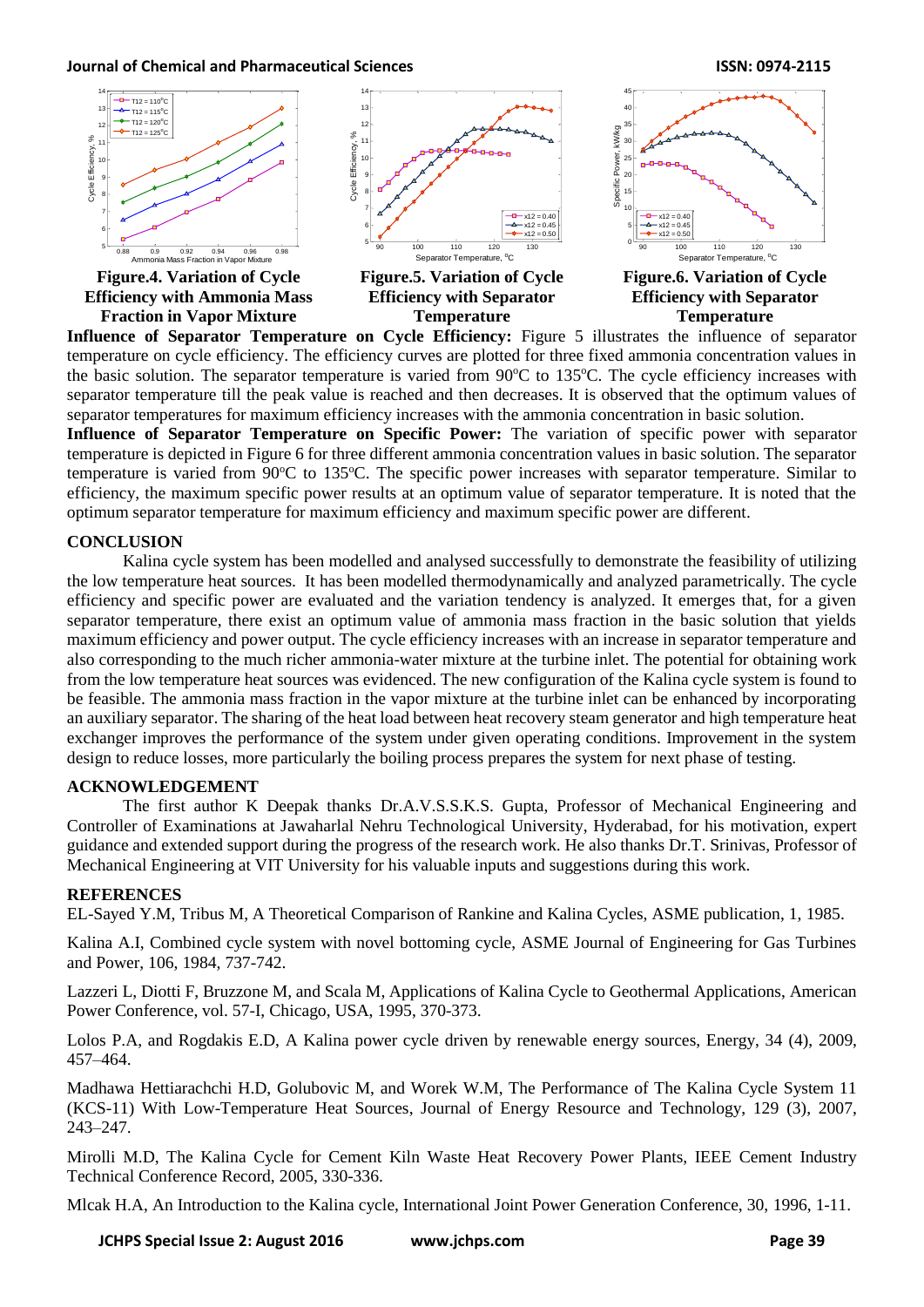**Figure.4. Variation of Cycle Efficiency with Ammonia Mass Fraction in Vapor Mixture**

**Figure.5. Variation of Cycle Efficiency with Separator Temperature**

**Figure.6. Variation of Cycle Efficiency with Separator Temperature**

**Influence of Separator Temperature on Cycle Efficiency:** Figure 5 illustrates the influence of separator temperature on cycle efficiency. The efficiency curves are plotted for three fixed ammonia concentration values in the basic solution. The separator temperature is varied from 90°C to 135°C. The cycle efficiency increases with separator temperature till the peak value is reached and then decreases. It is observed that the optimum values of separator temperatures for maximum efficiency increases with the ammonia concentration in basic solution.

**Influence of Separator Temperature on Specific Power:** The variation of specific power with separator temperature is depicted in Figure 6 for three different ammonia concentration values in basic solution. The separator temperature is varied from 90°C to 135°C. The specific power increases with separator temperature. Similar to efficiency, the maximum specific power results at an optimum value of separator temperature. It is noted that the optimum separator temperature for maximum efficiency and maximum specific power are different.

## CONCLUSION

Kalina cycle system has been modelled and analysed successfully to demonstrate the feasibility of utilizing the low temperature heat sources. It has been modelled thermodynamically and analyzed parametrically. The cycle efficiency and specific power are evaluated and the variation tendency is analyzed. It emerges that, for a given separator temperature, there exist an optimum value of ammonia mass fraction in the basic solution that yields maximum efficiency and power output. The cycle efficiency increases with an increase in separator temperature and also corresponding to the much richer ammonia-water mixture at the turbine inlet. The potential for obtaining work from the low temperature heat sources was evidenced. The new configuration of the Kalina cycle system is found to be feasible. The ammonia mass fraction in the vapor mixture at the turbine inlet can be enhanced by incorporating an auxiliary separator. The sharing of the heat load between heat recovery steam generator and high temperature heat exchanger improves the performance of the system under given operating conditions. Improvement in the system design to reduce losses, more particularly the boiling process prepares the system for next phase of testing.

## ACKNOWLEDGEMENT

The first author K Deepak thanks Dr.A.V.S.S.K.S. Gupta, Professor of Mechanical Engineering and Controller of Examinations at Jawaharlal Nehru Technological University, Hyderabad, for his motivation, expert guidance and extended support during the progress of the research work. He also thanks Dr.T. Srinivas, Professor of Mechanical Engineering at VIT University for his valuable inputs and suggestions during this work.

## REFERENCES

EL-Sayed Y.M, Tribus M, A Theoretical Comparison of Rankine and Kalina Cycles, ASME publication, 1, 1985.

Kalina A.I, Combined cycle system with novel bottoming cycle, ASME Journal of Engineering for Gas Turbines and Power, 106, 1984, 737-742.

Lazzeri L, Diotti F, Bruzzone M, and Scala M, Applications of Kalina Cycle to Geothermal Applications, American Power Conference, vol. 57-I, Chicago, USA, 1995, 370-373.

Lolos P.A, and Rogdakis E.D, A Kalina power cycle driven by renewable energy sources, Energy, 34 (4), 2009, 457–464.

Madhawa Hettiarachchi H.D, Golubovic M, and Worek W.M, The Performance of The Kalina Cycle System 11 (KCS-11) With Low-Temperature Heat Sources, Journal of Energy Resource and Technology, 129 (3), 2007, 243–247.

Mirolli M.D, The Kalina Cycle for Cement Kiln Waste Heat Recovery Power Plants, IEEE Cement Industry Technical Conference Record, 2005, 330-336.

Mlcak H.A, An Introduction to the Kalina cycle, International Joint Power Generation Conference, 30, 1996, 1-11.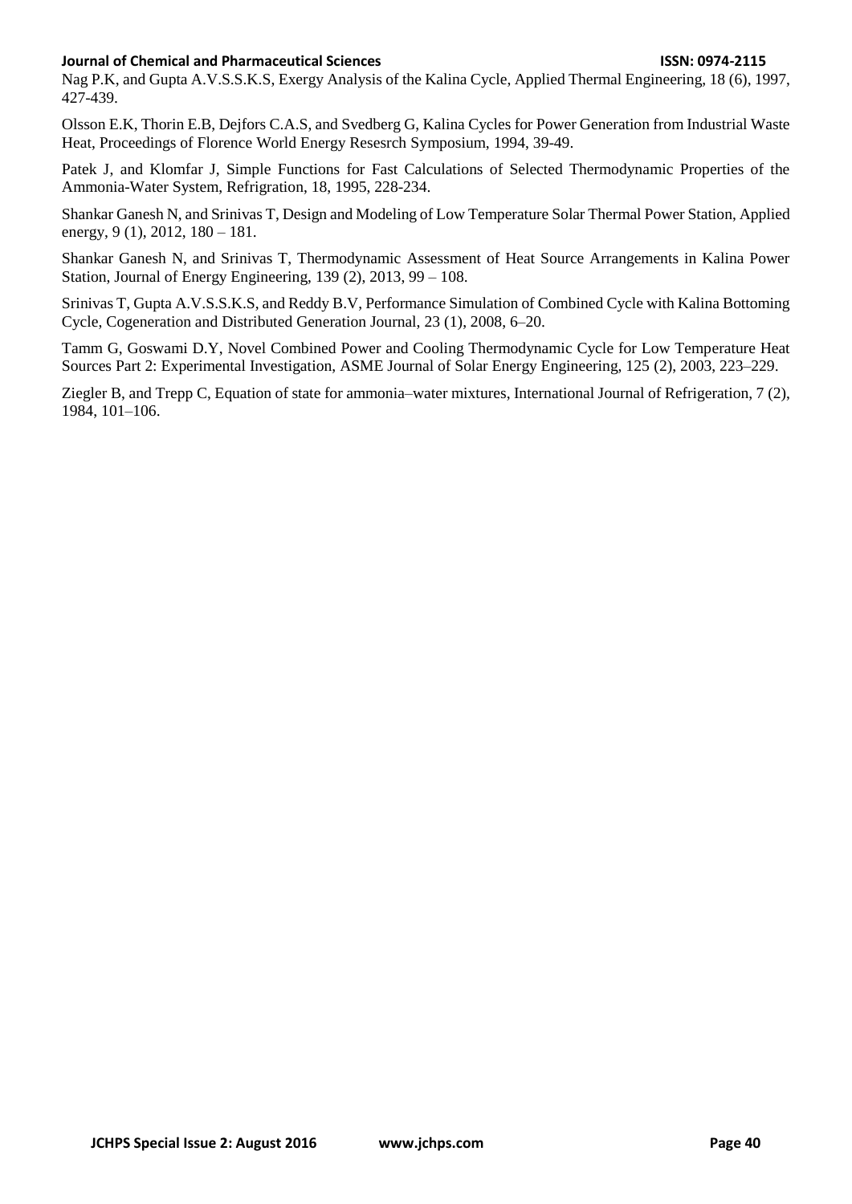Nag P.K, and Gupta A.V.S.S.K.S, Exergy Analysis of the Kalina Cycle, Applied Thermal Engineering, 18 (6), 1997, 427-439.

Olsson E.K, Thorin E.B, Dejfors C.A.S, and Svedberg G, Kalina Cycles for Power Generation from Industrial Waste Heat, Proceedings of Florence World Energy Resesrch Symposium, 1994, 39-49.

Patek J, and Klomfar J, Simple Functions for Fast Calculations of Selected Thermodynamic Properties of the Ammonia-Water System, Refrigration, 18, 1995, 228-234.

Shankar Ganesh N, and Srinivas T, Design and Modeling of Low Temperature Solar Thermal Power Station, Applied energy, 9 (1), 2012, 180 – 181.

Shankar Ganesh N, and Srinivas T, Thermodynamic Assessment of Heat Source Arrangements in Kalina Power Station, Journal of Energy Engineering, 139 (2), 2013, 99 – 108.

Srinivas T, Gupta A.V.S.S.K.S, and Reddy B.V, Performance Simulation of Combined Cycle with Kalina Bottoming Cycle, Cogeneration and Distributed Generation Journal, 23 (1), 2008, 6–20.

Tamm G, Goswami D.Y, Novel Combined Power and Cooling Thermodynamic Cycle for Low Temperature Heat Sources Part 2: Experimental Investigation, ASME Journal of Solar Energy Engineering, 125 (2), 2003, 223–229.

Ziegler B, and Trepp C, Equation of state for ammonia–water mixtures, International Journal of Refrigeration, 7 (2), 1984, 101–106.